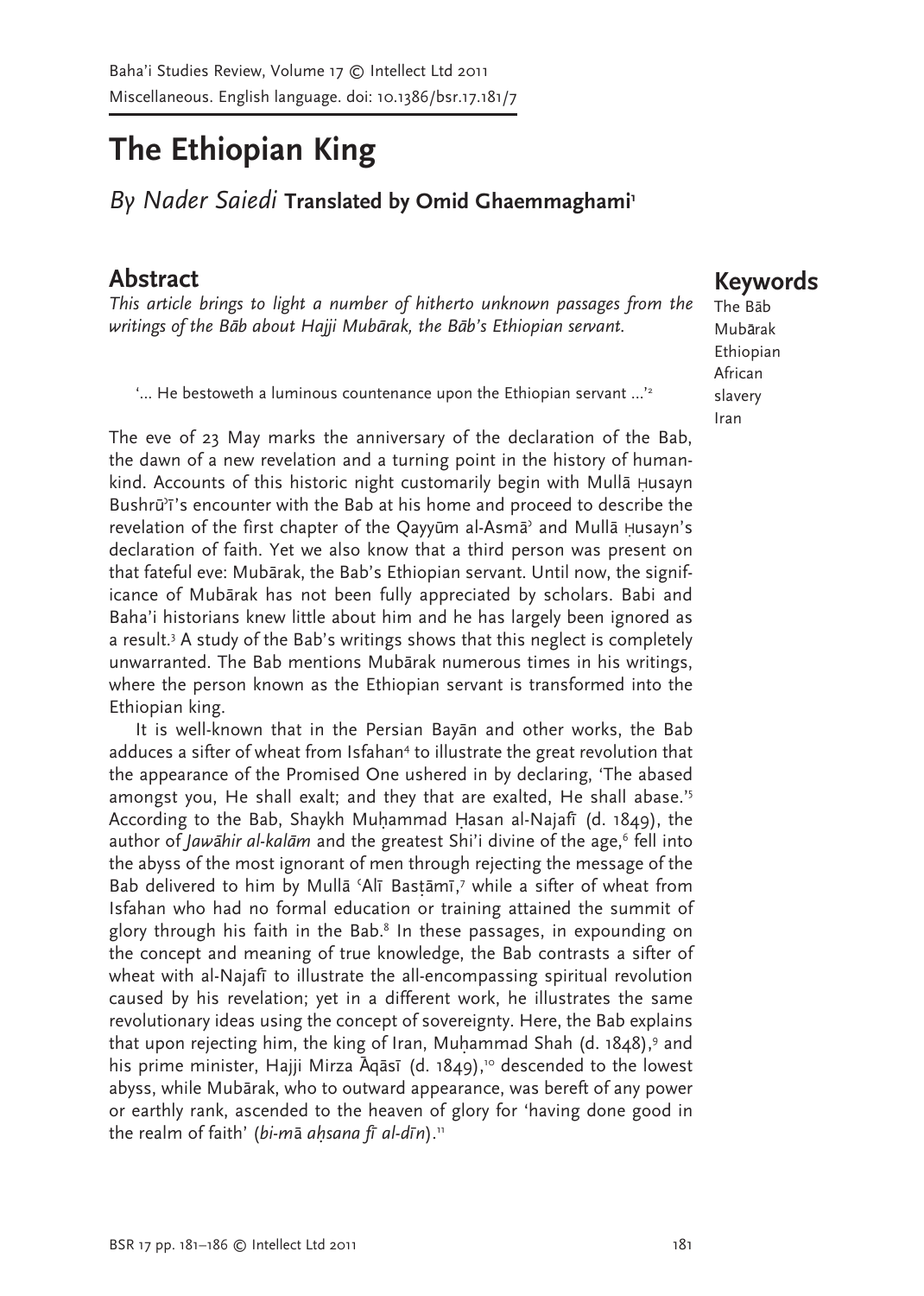Baha'i Studies Review, Volume 17 © Intellect Ltd 2011
Miscellaneous. English language. doi: 10.1386/bsr.17.181/7

# The Ethiopian King

*By Nader Saiedi* **Translated by Omid Ghaemmaghami**[1]

## Abstract

*This article brings to light a number of hitherto unknown passages from the writings of the Bāb about Hajji Mubārak, the Bāb's Ethiopian servant.*

## Keywords

The Bāb
Mubārak
Ethiopian
African
slavery
Iran

'... He bestoweth a luminous countenance upon the Ethiopian servant ...'[2]

The eve of 23 May marks the anniversary of the declaration of the Bab, the dawn of a new revelation and a turning point in the history of humankind. Accounts of this historic night customarily begin with Mullā Ḥusayn Bushrū'ī's encounter with the Bab at his home and proceed to describe the revelation of the first chapter of the Qayyūm al-Asmā' and Mullā Ḥusayn's declaration of faith. Yet we also know that a third person was present on that fateful eve: Mubārak, the Bab's Ethiopian servant. Until now, the significance of Mubārak has not been fully appreciated by scholars. Babi and Baha'i historians knew little about him and he has largely been ignored as a result.[3] A study of the Bab's writings shows that this neglect is completely unwarranted. The Bab mentions Mubārak numerous times in his writings, where the person known as the Ethiopian servant is transformed into the Ethiopian king.

It is well-known that in the Persian Bayān and other works, the Bab adduces a sifter of wheat from Isfahan[4] to illustrate the great revolution that the appearance of the Promised One ushered in by declaring, 'The abased amongst you, He shall exalt; and they that are exalted, He shall abase.'[5] According to the Bab, Shaykh Muḥammad Ḥasan al-Najafī (d. 1849), the author of *Jawāhir al-kalām* and the greatest Shi'i divine of the age,[6] fell into the abyss of the most ignorant of men through rejecting the message of the Bab delivered to him by Mullā ʿAlī Basṭāmī,[7] while a sifter of wheat from Isfahan who had no formal education or training attained the summit of glory through his faith in the Bab.[8] In these passages, in expounding on the concept and meaning of true knowledge, the Bab contrasts a sifter of wheat with al-Najafī to illustrate the all-encompassing spiritual revolution caused by his revelation; yet in a different work, he illustrates the same revolutionary ideas using the concept of sovereignty. Here, the Bab explains that upon rejecting him, the king of Iran, Muḥammad Shah (d. 1848),[9] and his prime minister, Hajji Mirza Āqāsī (d. 1849),[10] descended to the lowest abyss, while Mubārak, who to outward appearance, was bereft of any power or earthly rank, ascended to the heaven of glory for 'having done good in the realm of faith' (*bi-mā aḥsana fī al-dīn*).[11]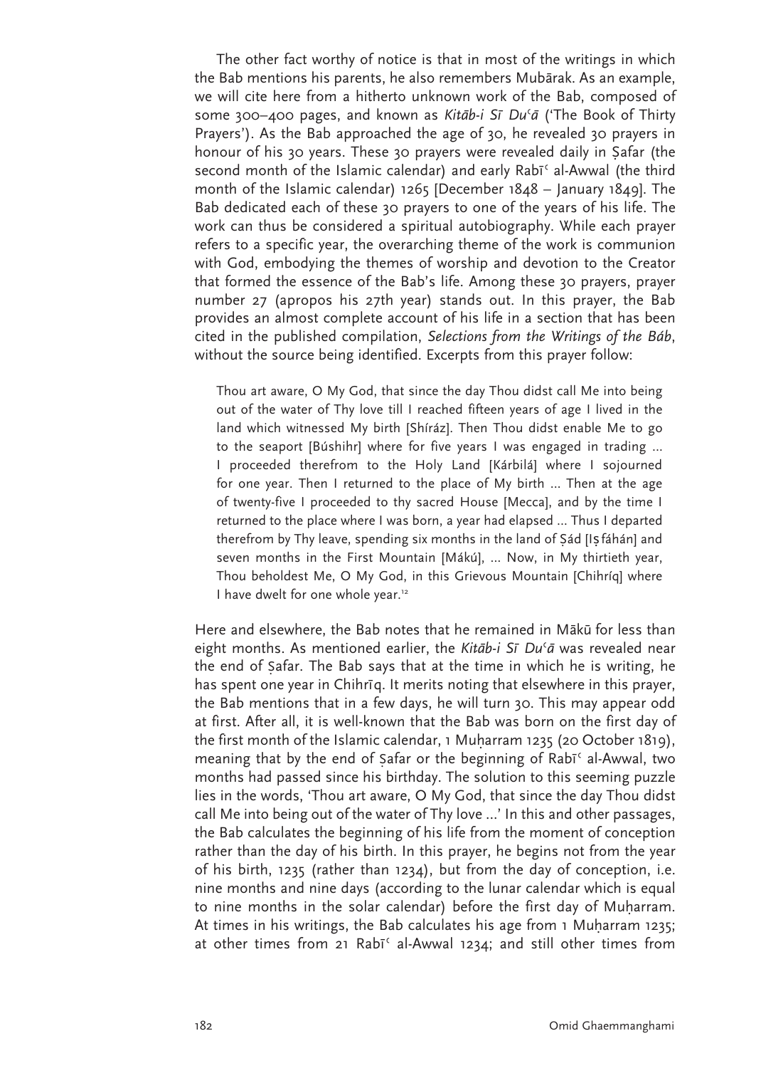The other fact worthy of notice is that in most of the writings in which the Bab mentions his parents, he also remembers Mubārak. As an example, we will cite here from a hitherto unknown work of the Bab, composed of some 300–400 pages, and known as *Kitāb-i Sī Duʿā* ('The Book of Thirty Prayers'). As the Bab approached the age of 30, he revealed 30 prayers in honour of his 30 years. These 30 prayers were revealed daily in Ṣafar (the second month of the Islamic calendar) and early Rabīʿ al-Awwal (the third month of the Islamic calendar) 1265 [December 1848 – January 1849]. The Bab dedicated each of these 30 prayers to one of the years of his life. The work can thus be considered a spiritual autobiography. While each prayer refers to a specific year, the overarching theme of the work is communion with God, embodying the themes of worship and devotion to the Creator that formed the essence of the Bab's life. Among these 30 prayers, prayer number 27 (apropos his 27th year) stands out. In this prayer, the Bab provides an almost complete account of his life in a section that has been cited in the published compilation, *Selections from the Writings of the Báb*, without the source being identified. Excerpts from this prayer follow:

> Thou art aware, O My God, that since the day Thou didst call Me into being out of the water of Thy love till I reached fifteen years of age I lived in the land which witnessed My birth [Shíráz]. Then Thou didst enable Me to go to the seaport [Búshihr] where for five years I was engaged in trading … I proceeded therefrom to the Holy Land [Kárbilá] where I sojourned for one year. Then I returned to the place of My birth … Then at the age of twenty-five I proceeded to thy sacred House [Mecca], and by the time I returned to the place where I was born, a year had elapsed … Thus I departed therefrom by Thy leave, spending six months in the land of Ṣád [Iṣfáhán] and seven months in the First Mountain [Mákú], … Now, in My thirtieth year, Thou beholdest Me, O My God, in this Grievous Mountain [Chihríq] where I have dwelt for one whole year.[12]

Here and elsewhere, the Bab notes that he remained in Mākū for less than eight months. As mentioned earlier, the *Kitāb-i Sī Duʿā* was revealed near the end of Ṣafar. The Bab says that at the time in which he is writing, he has spent one year in Chihrīq. It merits noting that elsewhere in this prayer, the Bab mentions that in a few days, he will turn 30. This may appear odd at first. After all, it is well-known that the Bab was born on the first day of the first month of the Islamic calendar, 1 Muḥarram 1235 (20 October 1819), meaning that by the end of Ṣafar or the beginning of Rabīʿ al-Awwal, two months had passed since his birthday. The solution to this seeming puzzle lies in the words, 'Thou art aware, O My God, that since the day Thou didst call Me into being out of the water of Thy love …' In this and other passages, the Bab calculates the beginning of his life from the moment of conception rather than the day of his birth. In this prayer, he begins not from the year of his birth, 1235 (rather than 1234), but from the day of conception, i.e. nine months and nine days (according to the lunar calendar which is equal to nine months in the solar calendar) before the first day of Muḥarram. At times in his writings, the Bab calculates his age from 1 Muḥarram 1235; at other times from 21 Rabīʿ al-Awwal 1234; and still other times from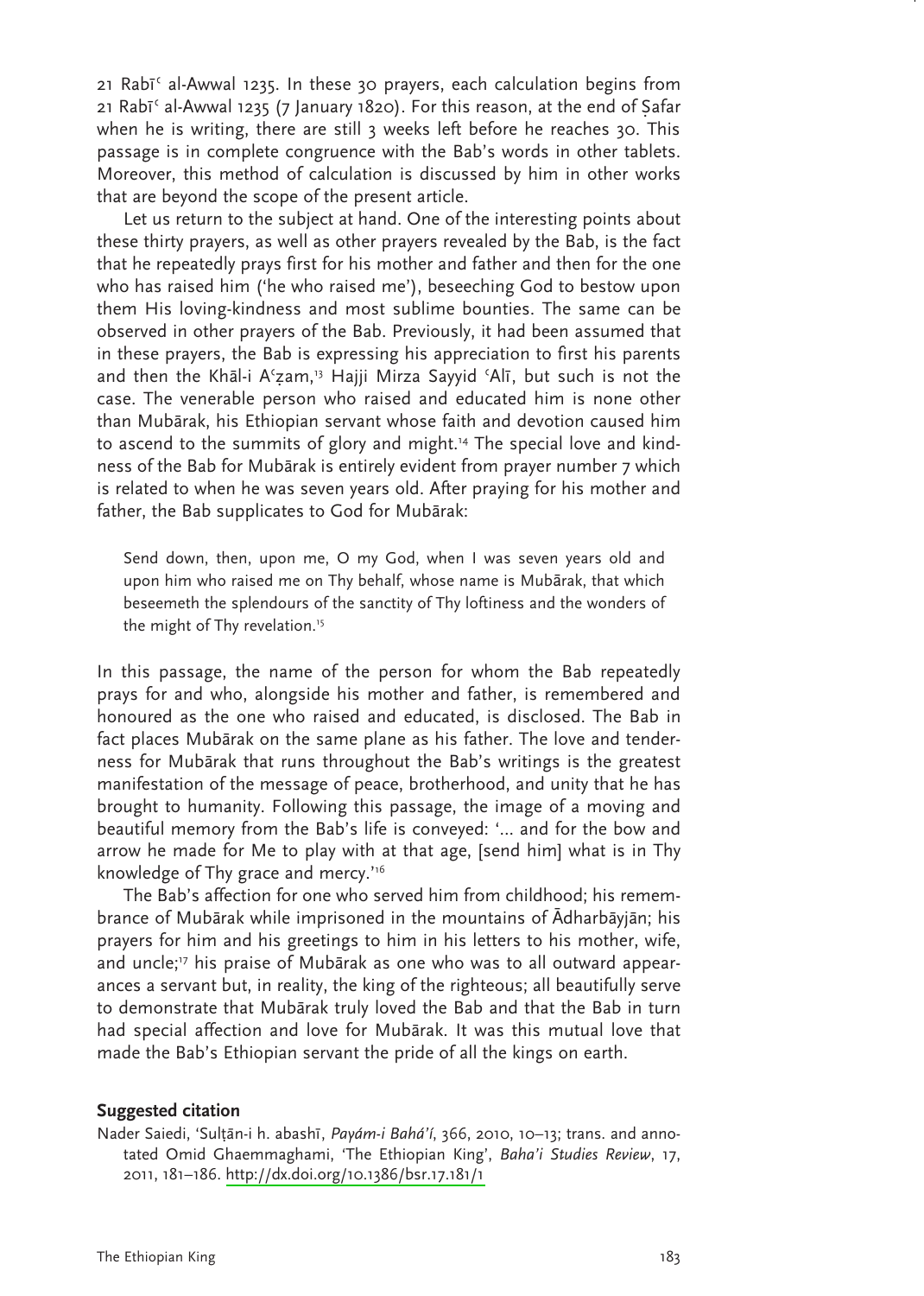21 Rabīʿ al-Awwal 1235. In these 30 prayers, each calculation begins from 21 Rabīʿ al-Awwal 1235 (7 January 1820). For this reason, at the end of Ṣafar when he is writing, there are still 3 weeks left before he reaches 30. This passage is in complete congruence with the Bab's words in other tablets. Moreover, this method of calculation is discussed by him in other works that are beyond the scope of the present article.

Let us return to the subject at hand. One of the interesting points about these thirty prayers, as well as other prayers revealed by the Bab, is the fact that he repeatedly prays first for his mother and father and then for the one who has raised him ('he who raised me'), beseeching God to bestow upon them His loving-kindness and most sublime bounties. The same can be observed in other prayers of the Bab. Previously, it had been assumed that in these prayers, the Bab is expressing his appreciation to first his parents and then the Khāl-i Aʿẓam,[13] Hajji Mirza Sayyid ʿAlī, but such is not the case. The venerable person who raised and educated him is none other than Mubārak, his Ethiopian servant whose faith and devotion caused him to ascend to the summits of glory and might.[14] The special love and kindness of the Bab for Mubārak is entirely evident from prayer number 7 which is related to when he was seven years old. After praying for his mother and father, the Bab supplicates to God for Mubārak:

> Send down, then, upon me, O my God, when I was seven years old and upon him who raised me on Thy behalf, whose name is Mubārak, that which beseemeth the splendours of the sanctity of Thy loftiness and the wonders of the might of Thy revelation.[15]

In this passage, the name of the person for whom the Bab repeatedly prays for and who, alongside his mother and father, is remembered and honoured as the one who raised and educated, is disclosed. The Bab in fact places Mubārak on the same plane as his father. The love and tenderness for Mubārak that runs throughout the Bab's writings is the greatest manifestation of the message of peace, brotherhood, and unity that he has brought to humanity. Following this passage, the image of a moving and beautiful memory from the Bab's life is conveyed: '… and for the bow and arrow he made for Me to play with at that age, [send him] what is in Thy knowledge of Thy grace and mercy.'[16]

The Bab's affection for one who served him from childhood; his remembrance of Mubārak while imprisoned in the mountains of Ādharbāyjān; his prayers for him and his greetings to him in his letters to his mother, wife, and uncle;[17] his praise of Mubārak as one who was to all outward appearances a servant but, in reality, the king of the righteous; all beautifully serve to demonstrate that Mubārak truly loved the Bab and that the Bab in turn had special affection and love for Mubārak. It was this mutual love that made the Bab's Ethiopian servant the pride of all the kings on earth.

## Suggested citation

Nader Saiedi, 'Sulṭān-i h. abashī, *Payám-i Bahá'í*, 366, 2010, 10–13; trans. and annotated Omid Ghaemmaghami, 'The Ethiopian King', *Baha'i Studies Review*, 17, 2011, 181–186. http://dx.doi.org/10.1386/bsr.17.181/1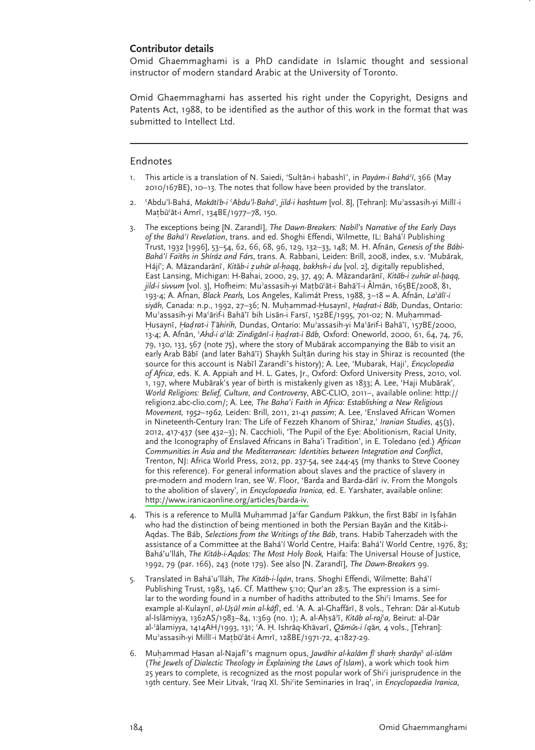### Contributor details

Omid Ghaemmaghami is a PhD candidate in Islamic thought and sessional instructor of modern standard Arabic at the University of Toronto.

Omid Ghaemmaghami has asserted his right under the Copyright, Designs and Patents Act, 1988, to be identified as the author of this work in the format that was submitted to Intellect Ltd.

## Endnotes

1. This article is a translation of N. Saiedi, 'Sulṭān-i ḥabashī', in *Payám-i Bahá'í*, 366 (May 2010/167BE), 10–13. The notes that follow have been provided by the translator.

2. ʿAbdu'l-Bahá, *Makātīb-i ʿAbdu'l-Bahá', jild-i hashtum* [vol. 8], [Tehran]: Muʾassasih-yi Millī-i Maṭbūʿāt-i Amrī, 134BE/1977–78, 150.

3. The exceptions being [N. Zarandī], *The Dawn-Breakers: Nabíl's Narrative of the Early Days of the Bahá'í Revelation*, trans. and ed. Shoghi Effendi, Wilmette, IL: Bahá'í Publishing Trust, 1932 [1996], 53–54, 62, 66, 68, 96, 129, 132–33, 148; M. H. Afnán, *Genesis of the Bábi-Bahá'í Faiths in Shíráz and Fárs*, trans. A. Rabbani, Leiden: Brill, 2008, index, s.v. 'Mubárak, Hájí'; A. Māzandarānī, *Kitāb-i ẓuhūr al-ḥaqq, bakhsh-i du* [vol. 2], digitally republished, East Lansing, Michigan: H-Bahai, 2000, 29, 37, 49; A. Māzandarānī, *Kitāb-i ẓuhūr al-ḥaqq, jild-i sivvum* [vol. 3], Hofheim: Muʾassasih-yi Maṭbūʿāt-i Bahāʾī-i Ālmān, 165BE/2008, 81, 193-4; A. Afnan, *Black Pearls,* Los Angeles, Kalimát Press, 1988, 3–18 = A. Afnān, *Laʾālī-i siyāh,* Canada: n.p., 1992, 27–36; N. Muḥammad-Ḥusaynī, *Ḥaḍrat-i Bāb,* Dundas, Ontario: Muʾassasih-yi Maʿārif-i Bahāʾī bih Lisān-i Farsī, 152BE/1995, 701-02; N. Muḥammad-Ḥusaynī, *Ḥaḍrat-i Ṭāhirih,* Dundas, Ontario: Muʾassasih-yi Maʿārif-i Bahāʾī, 157BE/2000, 13-4; A. Afnān, *ʿAhd-i aʿlā: Zindigānī-i ḥaḍrat-i Bāb,* Oxford: Oneworld, 2000, 61, 64, 74, 76, 79, 130, 133, 567 (note 75), where the story of Mubārak accompanying the Bāb to visit an early Arab Bābī (and later Bahāʾī) Shaykh Sulṭān during his stay in Shiraz is recounted (the source for this account is Nabīl Zarandī's history); A. Lee, 'Mubarak, Haji', *Encyclopedia of Africa*, eds. K. A. Appiah and H. L. Gates, Jr., Oxford: Oxford University Press, 2010, vol. 1, 197, where Mubārak's year of birth is mistakenly given as 1833; A. Lee, 'Haji Mubārak', *World Religions: Belief, Culture, and Controversy*, ABC-CLIO, 2011–, available online: http://religion2.abc-clio.com/; A. Lee*, The Baha'i Faith in Africa: Establishing a New Religious Movement, 1952–1962,* Leiden: Brill, 2011, 21-41 *passim*; A. Lee, 'Enslaved African Women in Nineteenth-Century Iran: The Life of Fezzeh Khanom of Shiraz,' *Iranian Studies*, 45(3), 2012, 417-437 (see 432–3); N. Cacchioli, 'The Pupil of the Eye: Abolitionism, Racial Unity, and the Iconography of Enslaved Africans in Baha'i Tradition', in E. Toledano (ed.) *African Communities in Asia and the Mediterranean: Identities between Integration and Conflict*, Trenton, NJ: Africa World Press, 2012, pp. 237-54, see 244-45 (my thanks to Steve Cooney for this reference). For general information about slaves and the practice of slavery in pre-modern and modern Iran, see W. Floor, 'Barda and Barda-dārī iv. From the Mongols to the abolition of slavery', in *Encyclopaedia Iranica,* ed. E. Yarshater, available online: http://www.iranicaonline.org/articles/barda-iv.

4. This is a reference to Mullā Muḥammad Jaʿfar Gandum Pākkun, the first Bābī in Iṣfahān who had the distinction of being mentioned in both the Persian Bayān and the Kitāb-i-Aqdas. The Báb, *Selections from the Writings of the Báb*, trans. Habib Taherzadeh with the assistance of a Committee at the Bahá'í World Centre, Haifa: Bahá'í World Centre, 1976, 83; Bahá'u'lláh, *The Kitáb-i-Aqdas: The Most Holy Book,* Haifa: The Universal House of Justice, 1992, 79 (par. 166), 243 (note 179). See also [N. Zarandī], *The Dawn-Breakers* 99.

5. Translated in Bahá'u'lláh, *The Kitáb-i-Íqán*, trans. Shoghi Effendi, Wilmette: Bahá'í Publishing Trust, 1983, 146. Cf. Matthew 5:10; Qur'an 28:5. The expression is a similar to the wording found in a number of hadiths attributed to the Shiʿi Imams. See for example al-Kulaynī, *al-Uṣūl min al-kāfī*, ed. ʿA. A. al-Ghaffārī, 8 vols., Tehran: Dār al-Kutub al-Islāmiyya, 1362AS/1983–84, 1:369 (no. 1); A. al-Aḥsāʾī, *Kitāb al-rajʿa,* Beirut: al-Dār al-ʿālamiyya, 1414AH/1993, 131; ʿA. Ḥ. Ishrāq-Khāvarī, *Qāmūs-i īqān,* 4 vols., [Tehran]: Muʾassasih-yi Millī-i Maṭbūʿāt-i Amrī, 128BE/1971-72, 4:1827-29.

6. Muḥammad Ḥasan al-Najafī's magnum opus, *Jawāhir al-kalām fī sharḥ sharāyiʿ al-islām* (*The Jewels of Dialectic Theology in Explaining the Laws of Islam*), a work which took him 25 years to complete, is recognized as the most popular work of Shiʿi jurisprudence in the 19th century. See Meir Litvak, 'Iraq XI. Shiʿite Seminaries in Iraq', in *Encyclopaedia Iranica,*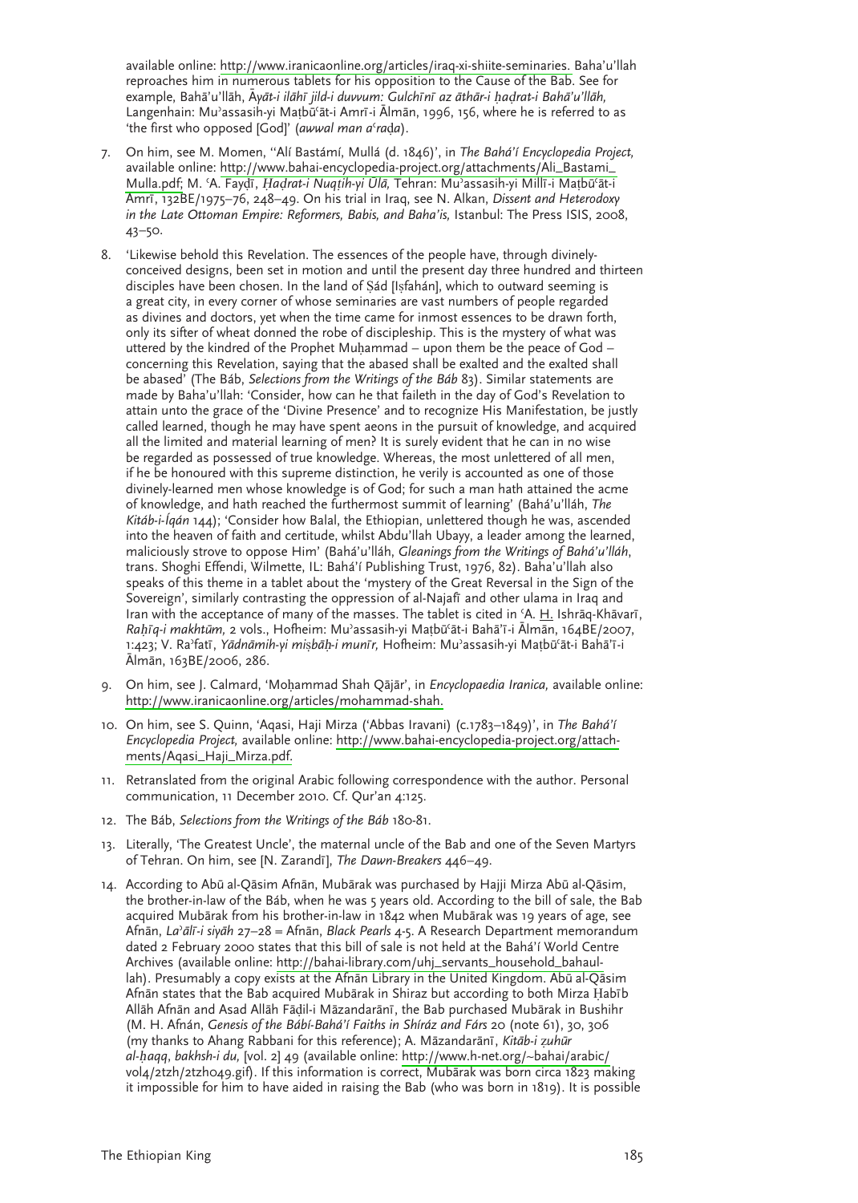available online: http://www.iranicaonline.org/articles/iraq-xi-shiite-seminaries. Baha'u'llah reproaches him in numerous tablets for his opposition to the Cause of the Bab. See for example, Bahā'u'llāh, *Āyāt-i ilāhī jild-i duvvum: Gulchīnī az āthār-i ḥaḍrat-i Bahā'u'llāh,* Langenhain: Mu'assasih-yi Maṭbū'āt-i Amrī-i Ālmān, 1996, 156, where he is referred to as 'the first who opposed [God]' (*awwal man a'raḍa*).

7. On him, see M. Momen, ''Alí Bastámí, Mullá (d. 1846)', in *The Bahá'í Encyclopedia Project,* available online: http://www.bahai-encyclopedia-project.org/attachments/Ali_Bastami_Mulla.pdf; M. 'A. Fayḍī, *Ḥaḍrat-i Nuqṭih-yi Ūlā,* Tehran: Mu'assasih-yi Millī-i Maṭbū'āt-i Amrī, 132BE/1975–76, 248–49. On his trial in Iraq, see N. Alkan, *Dissent and Heterodoxy in the Late Ottoman Empire: Reformers, Babis, and Baha'is,* Istanbul: The Press ISIS, 2008, 43–50.

8. 'Likewise behold this Revelation. The essences of the people have, through divinely-conceived designs, been set in motion and until the present day three hundred and thirteen disciples have been chosen. In the land of Ṣád [Iṣfahán], which to outward seeming is a great city, in every corner of whose seminaries are vast numbers of people regarded as divines and doctors, yet when the time came for inmost essences to be drawn forth, only its sifter of wheat donned the robe of discipleship. This is the mystery of what was uttered by the kindred of the Prophet Muḥammad – upon them be the peace of God – concerning this Revelation, saying that the abased shall be exalted and the exalted shall be abased' (The Báb, *Selections from the Writings of the Báb* 83). Similar statements are made by Baha'u'llah: 'Consider, how can he that faileth in the day of God's Revelation to attain unto the grace of the 'Divine Presence' and to recognize His Manifestation, be justly called learned, though he may have spent aeons in the pursuit of knowledge, and acquired all the limited and material learning of men? It is surely evident that he can in no wise be regarded as possessed of true knowledge. Whereas, the most unlettered of all men, if he be honoured with this supreme distinction, he verily is accounted as one of those divinely-learned men whose knowledge is of God; for such a man hath attained the acme of knowledge, and hath reached the furthermost summit of learning' (Bahá'u'lláh, *The Kitáb-i-Íqán* 144); 'Consider how Balal, the Ethiopian, unlettered though he was, ascended into the heaven of faith and certitude, whilst Abdu'llah Ubayy, a leader among the learned, maliciously strove to oppose Him' (Bahá'u'lláh, *Gleanings from the Writings of Bahá'u'lláh*, trans. Shoghi Effendi, Wilmette, IL: Bahá'í Publishing Trust, 1976, 82). Baha'u'llah also speaks of this theme in a tablet about the 'mystery of the Great Reversal in the Sign of the Sovereign', similarly contrasting the oppression of al-Najafī and other ulama in Iraq and Iran with the acceptance of many of the masses. The tablet is cited in 'A. H. Ishrāq-Khāvarī, *Raḥīq-i makhtūm,* 2 vols., Hofheim: Mu'assasih-yi Maṭbū'āt-i Bahā'ī-i Ālmān, 164BE/2007, 1:423; V. Ra'fatī, *Yādnāmih-yi miṣbāḥ-i munīr,* Hofheim: Mu'assasih-yi Maṭbū'āt-i Bahā'ī-i Ālmān, 163BE/2006, 286.

9. On him, see J. Calmard, 'Moḥammad Shah Qājār', in *Encyclopaedia Iranica,* available online: http://www.iranicaonline.org/articles/mohammad-shah.

10. On him, see S. Quinn, 'Aqasi, Haji Mirza ('Abbas Iravani) (c.1783–1849)', in *The Bahá'í Encyclopedia Project,* available online: http://www.bahai-encyclopedia-project.org/attachments/Aqasi_Haji_Mirza.pdf.

11. Retranslated from the original Arabic following correspondence with the author. Personal communication, 11 December 2010. Cf. Qur'an 4:125.

12. The Báb, *Selections from the Writings of the Báb* 180-81.

13. Literally, 'The Greatest Uncle', the maternal uncle of the Bab and one of the Seven Martyrs of Tehran. On him, see [N. Zarandī], *The Dawn-Breakers* 446–49.

14. According to Abū al-Qāsim Afnān, Mubārak was purchased by Hajji Mirza Abū al-Qāsim, the brother-in-law of the Báb, when he was 5 years old. According to the bill of sale, the Bab acquired Mubārak from his brother-in-law in 1842 when Mubārak was 19 years of age, see Afnān, *La'ālī-i siyāh* 27–28 = Afnān, *Black Pearls* 4-5. A Research Department memorandum dated 2 February 2000 states that this bill of sale is not held at the Bahá'í World Centre Archives (available online: http://bahai-library.com/uhj_servants_household_bahaullah). Presumably a copy exists at the Afnān Library in the United Kingdom. Abū al-Qāsim Afnān states that the Bab acquired Mubārak in Shiraz but according to both Mirza Ḥabīb Allāh Afnān and Asad Allāh Fāḍil-i Māzandarānī, the Bab purchased Mubārak in Bushihr (M. H. Afnán, *Genesis of the Bábí-Bahá'í Faiths in Shíráz and Fárs* 20 (note 61), 30, 306 (my thanks to Ahang Rabbani for this reference); A. Māzandarānī, *Kitāb-i ẓuhūr al-ḥaqq, bakhsh-i du,* [vol. 2] 49 (available online: http://www.h-net.org/~bahai/arabic/vol4/2tzh/2tzh049.gif). If this information is correct, Mubārak was born circa 1823 making it impossible for him to have aided in raising the Bab (who was born in 1819). It is possible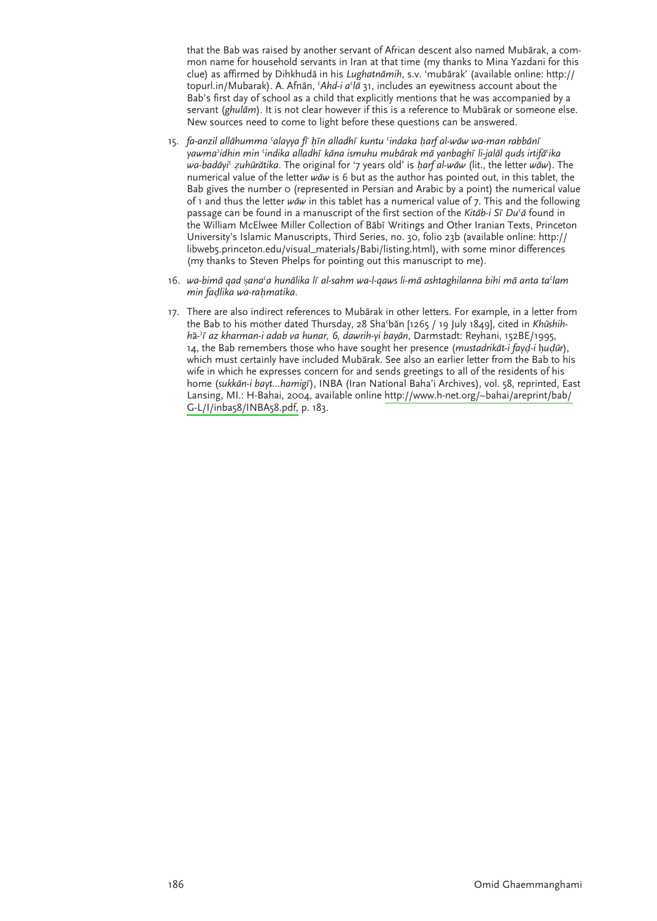that the Bab was raised by another servant of African descent also named Mubārak, a common name for household servants in Iran at that time (my thanks to Mina Yazdani for this clue) as affirmed by Dihkhudā in his *Lughatnāmih*, s.v. 'mubārak' (available online: http://topurl.in/Mubarak). A. Afnān, *ʿAhd-i aʿlā* 31, includes an eyewitness account about the Bab's first day of school as a child that explicitly mentions that he was accompanied by a servant (*ghulām*). It is not clear however if this is a reference to Mubārak or someone else. New sources need to come to light before these questions can be answered.

15. *fa-anzil allāhumma ʿalayya fī ḥīn alladhī kuntu ʿindaka ḥarf al-wāw wa-man rabbānī yawmaʾidhin min ʿindika alladhī kāna ismuhu mubārak mā yanbaghī li-jalāl quds irtifāʿika wa-badāyiʿ ẓuhūrātika*. The original for '7 years old' is *ḥarf al-wāw* (lit., the letter *wāw*). The numerical value of the letter *wāw* is 6 but as the author has pointed out, in this tablet, the Bab gives the number 0 (represented in Persian and Arabic by a point) the numerical value of 1 and thus the letter *wāw* in this tablet has a numerical value of 7. This and the following passage can be found in a manuscript of the first section of the *Kitāb-i Sī Duʿā* found in the William McElwee Miller Collection of Bābī Writings and Other Iranian Texts, Princeton University's Islamic Manuscripts, Third Series, no. 30, folio 23b (available online: http://libweb5.princeton.edu/visual_materials/Babi/listing.html), with some minor differences (my thanks to Steven Phelps for pointing out this manuscript to me).

16. *wa-bimā qad ṣanaʿa hunālika lī al-sahm wa-l-qaws li-mā ashtaghilanna bihi mā anta taʿlam min faḍlika wa-raḥmatika*.

17. There are also indirect references to Mubārak in other letters. For example, in a letter from the Bab to his mother dated Thursday, 28 Shaʿbān [1265 / 19 July 1849], cited in *Khūshih-hā-ʾī az kharman-i adab va hunar, 6, dawrih-yi bayān*, Darmstadt: Reyhani, 152BE/1995, 14, the Bab remembers those who have sought her presence (*mustadrikāt-i fayḍ-i ḥuḍūr*), which must certainly have included Mubārak. See also an earlier letter from the Bab to his wife in which he expresses concern for and sends greetings to all of the residents of his home (*sukkān-i bayt…hamigī*), INBA (Iran National Baha'i Archives), vol. 58, reprinted, East Lansing, MI.: H-Bahai, 2004, available online http://www.h-net.org/~bahai/areprint/bab/G-L/I/inba58/INBA58.pdf, p. 183.